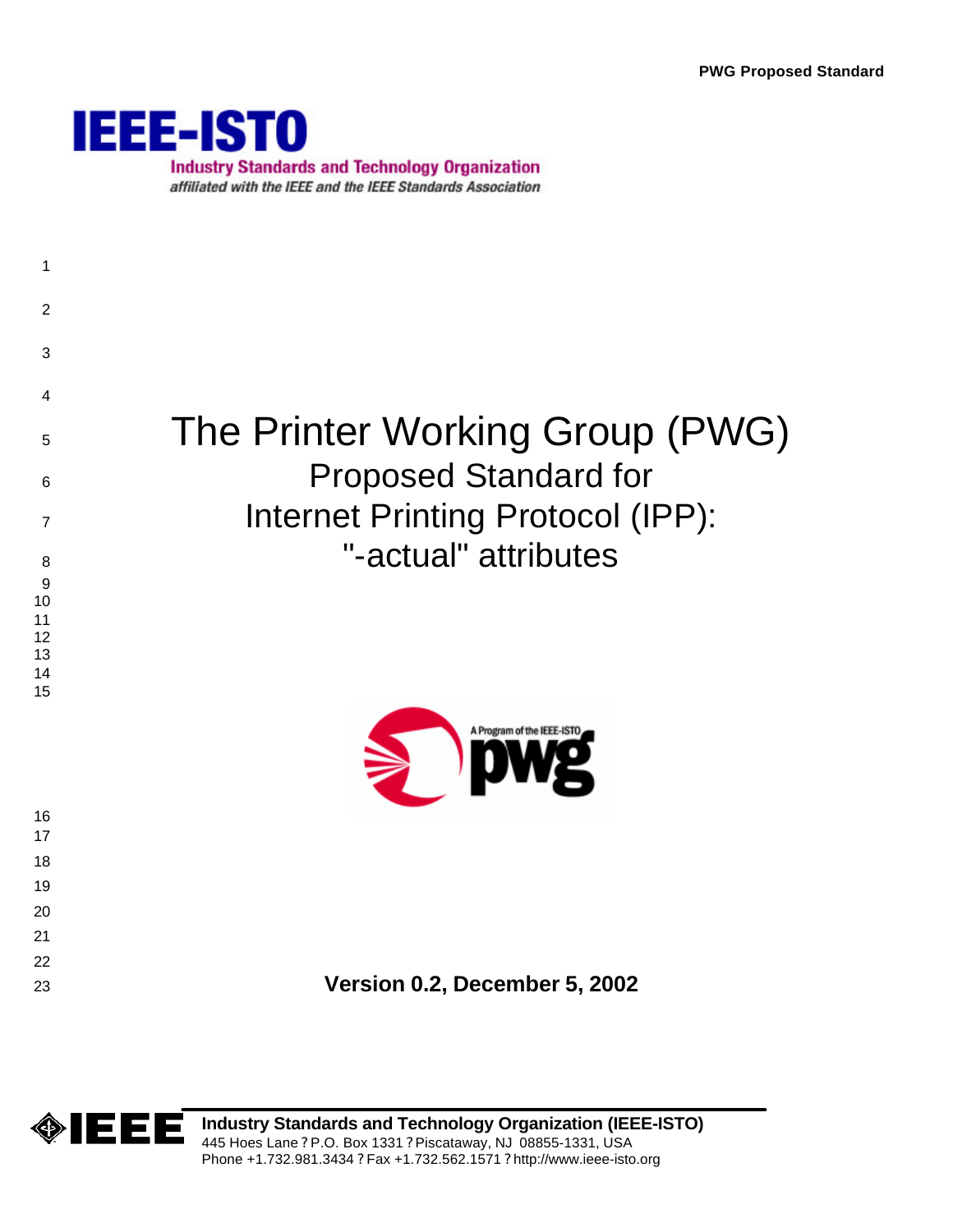PWG Proposed Standard

**IEEE-ISTO**

Industry Standards and Technology Organization

*affiliated with the IEEE and the IEEE Standards Association*

# The Printer Working Group (PWG)

## Proposed Standard for Internet Printing Protocol (IPP): "-actual" attributes

A Program of the IEEE-ISTO

pwg

**Version 0.2, December 5, 2002**

IEEE

**Industry Standards and Technology Organization (IEEE-ISTO)**

445 Hoes Lane ? P.O. Box 1331 ? Piscataway, NJ 08855-1331, USA

Phone +1.732.981.3434 ? Fax +1.732.562.1571 ? http://www.ieee-isto.org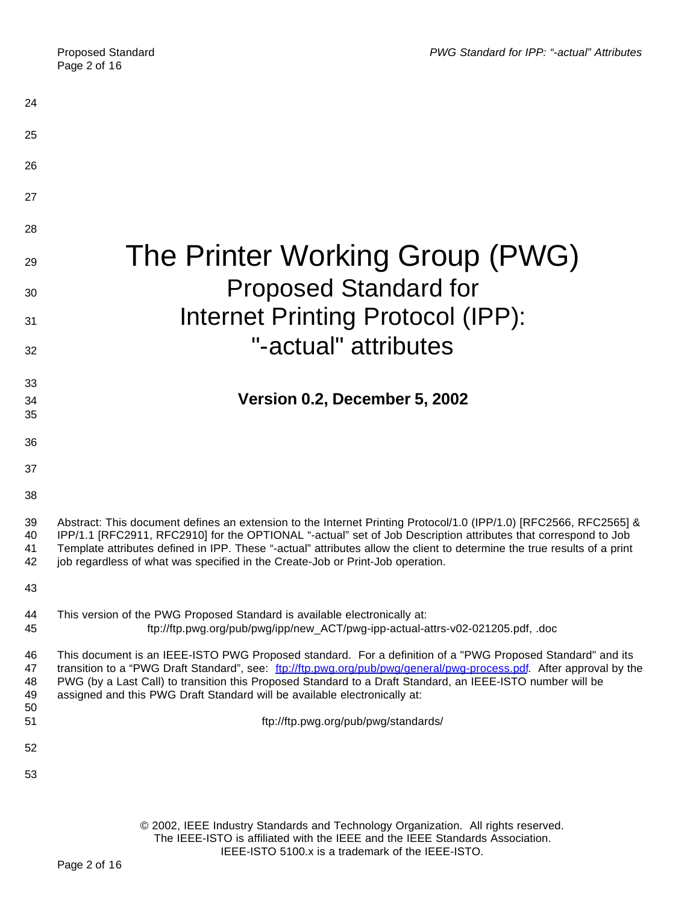# The Printer Working Group (PWG)

## Proposed Standard for Internet Printing Protocol (IPP): "-actual" attributes

**Version 0.2, December 5, 2002**

Abstract: This document defines an extension to the Internet Printing Protocol/1.0 (IPP/1.0) [RFC2566, RFC2565] & IPP/1.1 [RFC2911, RFC2910] for the OPTIONAL "-actual" set of Job Description attributes that correspond to Job Template attributes defined in IPP. These "-actual" attributes allow the client to determine the true results of a print job regardless of what was specified in the Create-Job or Print-Job operation.

This version of the PWG Proposed Standard is available electronically at:

ftp://ftp.pwg.org/pub/pwg/ipp/new_ACT/pwg-ipp-actual-attrs-v02-021205.pdf, .doc

This document is an IEEE-ISTO PWG Proposed standard. For a definition of a "PWG Proposed Standard" and its transition to a "PWG Draft Standard", see: ftp://ftp.pwg.org/pub/pwg/general/pwg-process.pdf. After approval by the PWG (by a Last Call) to transition this Proposed Standard to a Draft Standard, an IEEE-ISTO number will be assigned and this PWG Draft Standard will be available electronically at:

ftp://ftp.pwg.org/pub/pwg/standards/

© 2002, IEEE Industry Standards and Technology Organization. All rights reserved.
The IEEE-ISTO is affiliated with the IEEE and the IEEE Standards Association.
IEEE-ISTO 5100.x is a trademark of the IEEE-ISTO.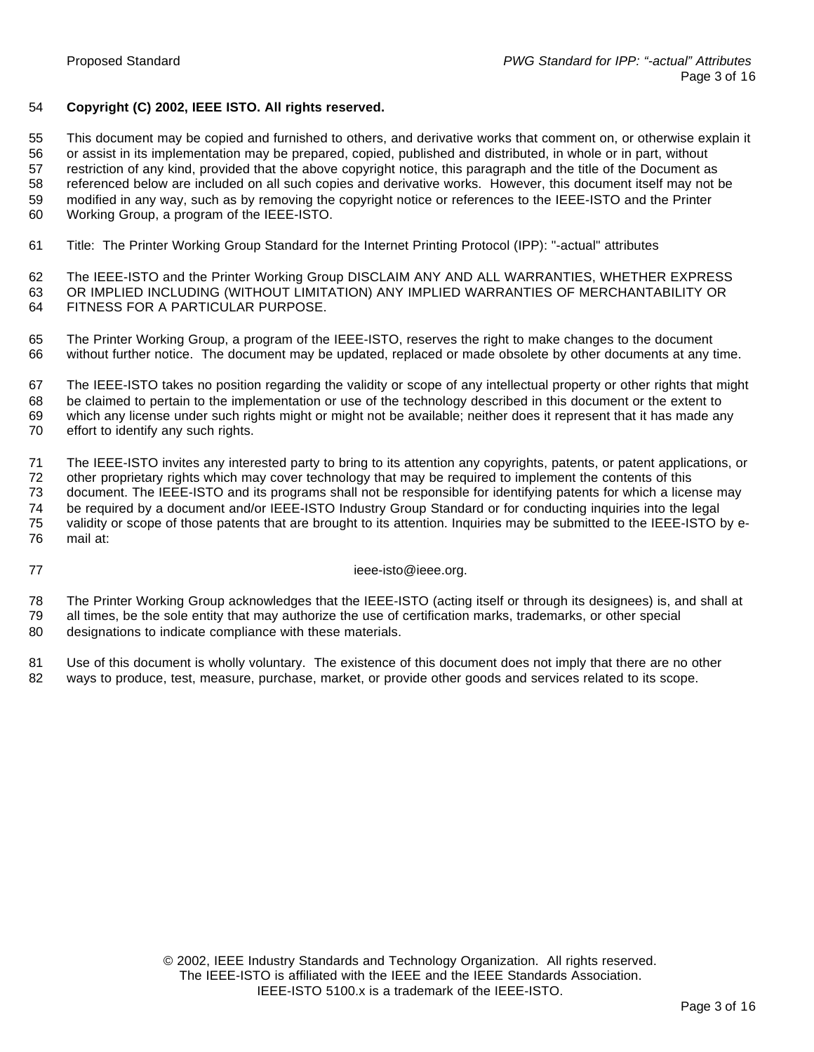**Copyright (C) 2002, IEEE ISTO. All rights reserved.**

This document may be copied and furnished to others, and derivative works that comment on, or otherwise explain it or assist in its implementation may be prepared, copied, published and distributed, in whole or in part, without restriction of any kind, provided that the above copyright notice, this paragraph and the title of the Document as referenced below are included on all such copies and derivative works. However, this document itself may not be modified in any way, such as by removing the copyright notice or references to the IEEE-ISTO and the Printer Working Group, a program of the IEEE-ISTO.

Title: The Printer Working Group Standard for the Internet Printing Protocol (IPP): "-actual" attributes

The IEEE-ISTO and the Printer Working Group DISCLAIM ANY AND ALL WARRANTIES, WHETHER EXPRESS OR IMPLIED INCLUDING (WITHOUT LIMITATION) ANY IMPLIED WARRANTIES OF MERCHANTABILITY OR FITNESS FOR A PARTICULAR PURPOSE.

The Printer Working Group, a program of the IEEE-ISTO, reserves the right to make changes to the document without further notice. The document may be updated, replaced or made obsolete by other documents at any time.

The IEEE-ISTO takes no position regarding the validity or scope of any intellectual property or other rights that might be claimed to pertain to the implementation or use of the technology described in this document or the extent to which any license under such rights might or might not be available; neither does it represent that it has made any effort to identify any such rights.

The IEEE-ISTO invites any interested party to bring to its attention any copyrights, patents, or patent applications, or other proprietary rights which may cover technology that may be required to implement the contents of this document. The IEEE-ISTO and its programs shall not be responsible for identifying patents for which a license may be required by a document and/or IEEE-ISTO Industry Group Standard or for conducting inquiries into the legal validity or scope of those patents that are brought to its attention. Inquiries may be submitted to the IEEE-ISTO by e-mail at:

ieee-isto@ieee.org.

The Printer Working Group acknowledges that the IEEE-ISTO (acting itself or through its designees) is, and shall at all times, be the sole entity that may authorize the use of certification marks, trademarks, or other special designations to indicate compliance with these materials.

Use of this document is wholly voluntary. The existence of this document does not imply that there are no other ways to produce, test, measure, purchase, market, or provide other goods and services related to its scope.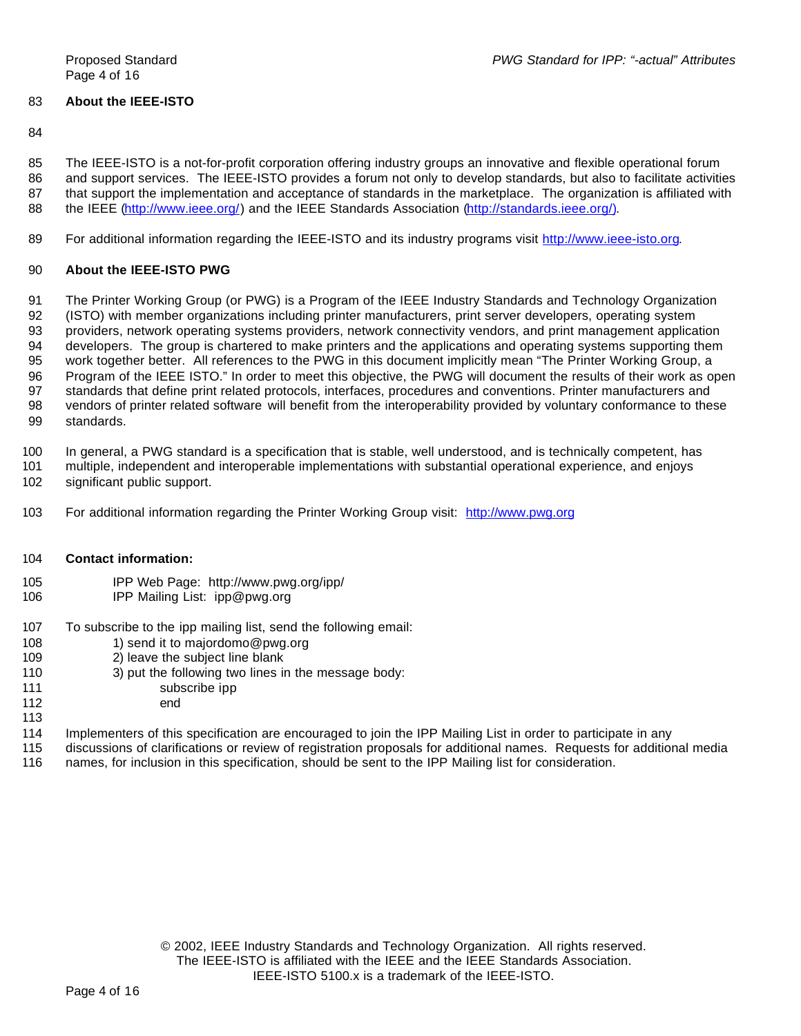**About the IEEE-ISTO**

The IEEE-ISTO is a not-for-profit corporation offering industry groups an innovative and flexible operational forum and support services. The IEEE-ISTO provides a forum not only to develop standards, but also to facilitate activities that support the implementation and acceptance of standards in the marketplace. The organization is affiliated with the IEEE (http://www.ieee.org/) and the IEEE Standards Association (http://standards.ieee.org/).

For additional information regarding the IEEE-ISTO and its industry programs visit http://www.ieee-isto.org.

**About the IEEE-ISTO PWG**

The Printer Working Group (or PWG) is a Program of the IEEE Industry Standards and Technology Organization (ISTO) with member organizations including printer manufacturers, print server developers, operating system providers, network operating systems providers, network connectivity vendors, and print management application developers. The group is chartered to make printers and the applications and operating systems supporting them work together better. All references to the PWG in this document implicitly mean "The Printer Working Group, a Program of the IEEE ISTO." In order to meet this objective, the PWG will document the results of their work as open standards that define print related protocols, interfaces, procedures and conventions. Printer manufacturers and vendors of printer related software will benefit from the interoperability provided by voluntary conformance to these standards.

In general, a PWG standard is a specification that is stable, well understood, and is technically competent, has multiple, independent and interoperable implementations with substantial operational experience, and enjoys significant public support.

For additional information regarding the Printer Working Group visit: http://www.pwg.org

**Contact information:**

IPP Web Page: http://www.pwg.org/ipp/
IPP Mailing List: ipp@pwg.org

To subscribe to the ipp mailing list, send the following email:

1) send it to majordomo@pwg.org
2) leave the subject line blank
3) put the following two lines in the message body:
   subscribe ipp
   end

Implementers of this specification are encouraged to join the IPP Mailing List in order to participate in any discussions of clarifications or review of registration proposals for additional names. Requests for additional media names, for inclusion in this specification, should be sent to the IPP Mailing list for consideration.

© 2002, IEEE Industry Standards and Technology Organization. All rights reserved.
The IEEE-ISTO is affiliated with the IEEE and the IEEE Standards Association.
IEEE-ISTO 5100.x is a trademark of the IEEE-ISTO.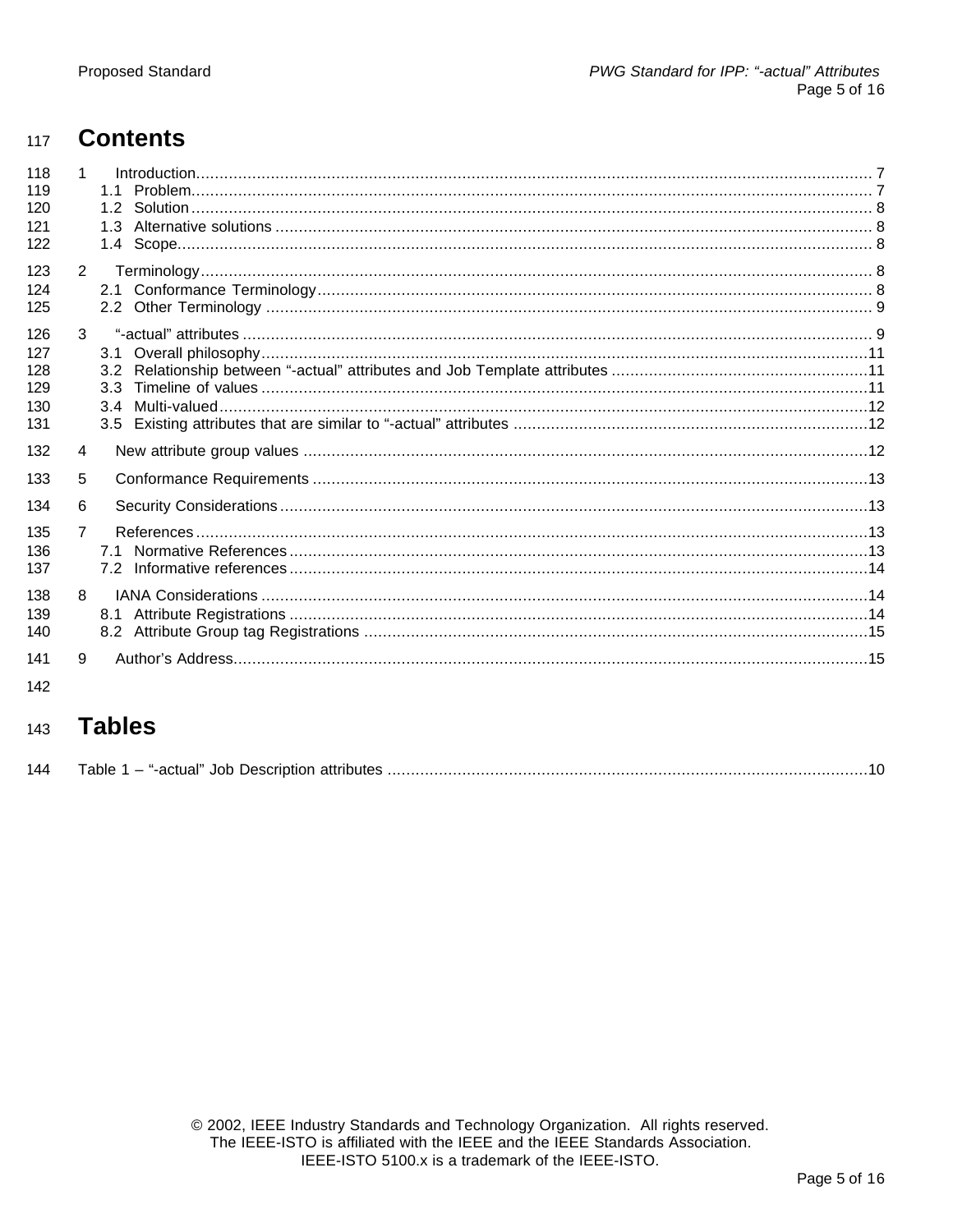# Contents

1 Introduction ........ 7
  1.1 Problem ........ 7
  1.2 Solution ........ 8
  1.3 Alternative solutions ........ 8
  1.4 Scope ........ 8

2 Terminology ........ 8
  2.1 Conformance Terminology ........ 8
  2.2 Other Terminology ........ 9

3 "-actual" attributes ........ 9
  3.1 Overall philosophy ........ 11
  3.2 Relationship between "-actual" attributes and Job Template attributes ........ 11
  3.3 Timeline of values ........ 11
  3.4 Multi-valued ........ 12
  3.5 Existing attributes that are similar to "-actual" attributes ........ 12

4 New attribute group values ........ 12

5 Conformance Requirements ........ 13

6 Security Considerations ........ 13

7 References ........ 13
  7.1 Normative References ........ 13
  7.2 Informative references ........ 14

8 IANA Considerations ........ 14
  8.1 Attribute Registrations ........ 14
  8.2 Attribute Group tag Registrations ........ 15

9 Author's Address ........ 15

# Tables

Table 1 – "-actual" Job Description attributes ........ 10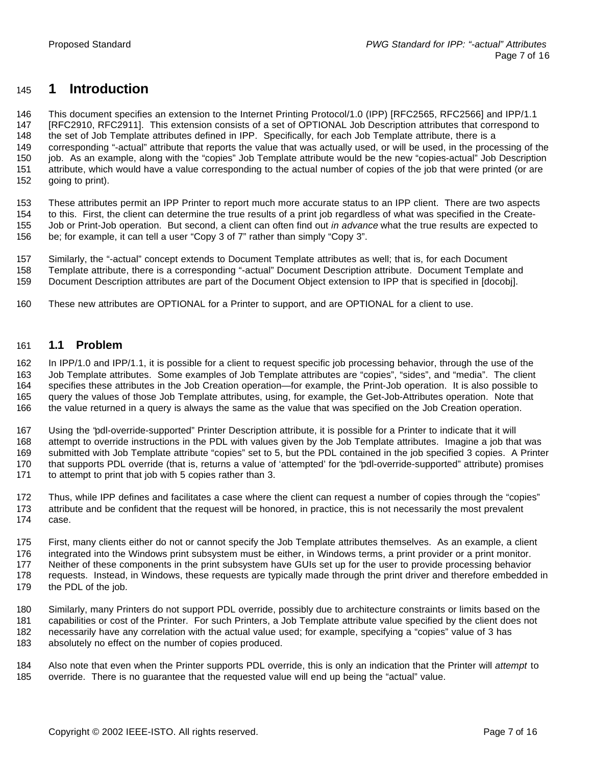# 1 Introduction

This document specifies an extension to the Internet Printing Protocol/1.0 (IPP) [RFC2565, RFC2566] and IPP/1.1 [RFC2910, RFC2911]. This extension consists of a set of OPTIONAL Job Description attributes that correspond to the set of Job Template attributes defined in IPP. Specifically, for each Job Template attribute, there is a corresponding "-actual" attribute that reports the value that was actually used, or will be used, in the processing of the job. As an example, along with the "copies" Job Template attribute would be the new "copies-actual" Job Description attribute, which would have a value corresponding to the actual number of copies of the job that were printed (or are going to print).

These attributes permit an IPP Printer to report much more accurate status to an IPP client. There are two aspects to this. First, the client can determine the true results of a print job regardless of what was specified in the Create-Job or Print-Job operation. But second, a client can often find out *in advance* what the true results are expected to be; for example, it can tell a user "Copy 3 of 7" rather than simply "Copy 3".

Similarly, the "-actual" concept extends to Document Template attributes as well; that is, for each Document Template attribute, there is a corresponding "-actual" Document Description attribute. Document Template and Document Description attributes are part of the Document Object extension to IPP that is specified in [docobj].

These new attributes are OPTIONAL for a Printer to support, and are OPTIONAL for a client to use.

## 1.1 Problem

In IPP/1.0 and IPP/1.1, it is possible for a client to request specific job processing behavior, through the use of the Job Template attributes. Some examples of Job Template attributes are "copies", "sides", and "media". The client specifies these attributes in the Job Creation operation—for example, the Print-Job operation. It is also possible to query the values of those Job Template attributes, using, for example, the Get-Job-Attributes operation. Note that the value returned in a query is always the same as the value that was specified on the Job Creation operation.

Using the "pdl-override-supported" Printer Description attribute, it is possible for a Printer to indicate that it will attempt to override instructions in the PDL with values given by the Job Template attributes. Imagine a job that was submitted with Job Template attribute "copies" set to 5, but the PDL contained in the job specified 3 copies. A Printer that supports PDL override (that is, returns a value of 'attempted' for the "pdl-override-supported" attribute) promises to attempt to print that job with 5 copies rather than 3.

Thus, while IPP defines and facilitates a case where the client can request a number of copies through the "copies" attribute and be confident that the request will be honored, in practice, this is not necessarily the most prevalent case.

First, many clients either do not or cannot specify the Job Template attributes themselves. As an example, a client integrated into the Windows print subsystem must be either, in Windows terms, a print provider or a print monitor. Neither of these components in the print subsystem have GUIs set up for the user to provide processing behavior requests. Instead, in Windows, these requests are typically made through the print driver and therefore embedded in the PDL of the job.

Similarly, many Printers do not support PDL override, possibly due to architecture constraints or limits based on the capabilities or cost of the Printer. For such Printers, a Job Template attribute value specified by the client does not necessarily have any correlation with the actual value used; for example, specifying a "copies" value of 3 has absolutely no effect on the number of copies produced.

Also note that even when the Printer supports PDL override, this is only an indication that the Printer will *attempt* to override. There is no guarantee that the requested value will end up being the "actual" value.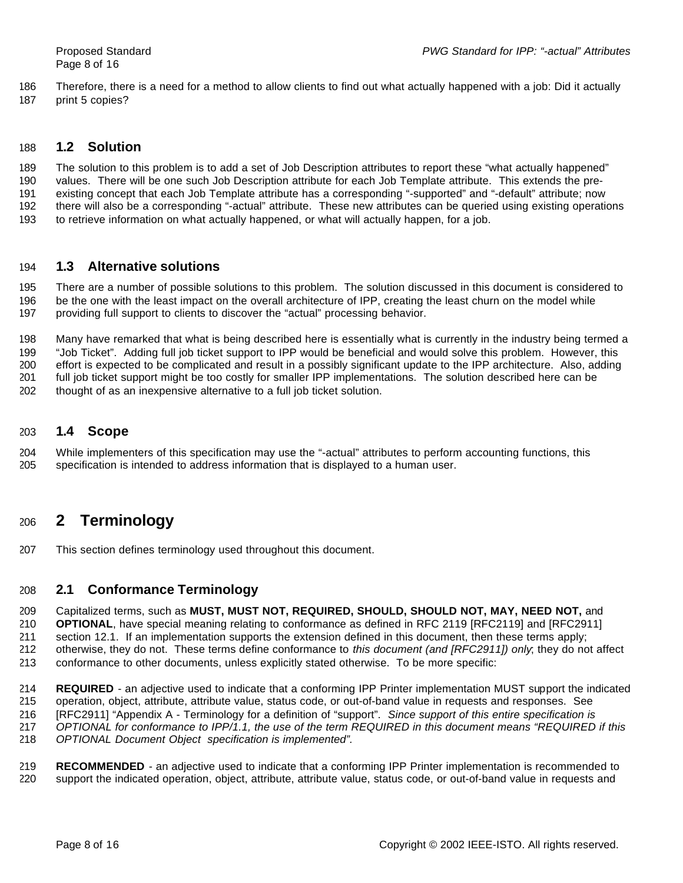Therefore, there is a need for a method to allow clients to find out what actually happened with a job: Did it actually print 5 copies?

## 1.2 Solution

The solution to this problem is to add a set of Job Description attributes to report these "what actually happened" values. There will be one such Job Description attribute for each Job Template attribute. This extends the pre-existing concept that each Job Template attribute has a corresponding "-supported" and "-default" attribute; now there will also be a corresponding "-actual" attribute. These new attributes can be queried using existing operations to retrieve information on what actually happened, or what will actually happen, for a job.

## 1.3 Alternative solutions

There are a number of possible solutions to this problem. The solution discussed in this document is considered to be the one with the least impact on the overall architecture of IPP, creating the least churn on the model while providing full support to clients to discover the "actual" processing behavior.

Many have remarked that what is being described here is essentially what is currently in the industry being termed a "Job Ticket". Adding full job ticket support to IPP would be beneficial and would solve this problem. However, this effort is expected to be complicated and result in a possibly significant update to the IPP architecture. Also, adding full job ticket support might be too costly for smaller IPP implementations. The solution described here can be thought of as an inexpensive alternative to a full job ticket solution.

## 1.4 Scope

While implementers of this specification may use the "-actual" attributes to perform accounting functions, this specification is intended to address information that is displayed to a human user.

# 2 Terminology

This section defines terminology used throughout this document.

## 2.1 Conformance Terminology

Capitalized terms, such as **MUST, MUST NOT, REQUIRED, SHOULD, SHOULD NOT, MAY, NEED NOT,** and **OPTIONAL**, have special meaning relating to conformance as defined in RFC 2119 [RFC2119] and [RFC2911] section 12.1. If an implementation supports the extension defined in this document, then these terms apply; otherwise, they do not. These terms define conformance to *this document (and [RFC2911]) only*; they do not affect conformance to other documents, unless explicitly stated otherwise. To be more specific:

**REQUIRED** - an adjective used to indicate that a conforming IPP Printer implementation MUST support the indicated operation, object, attribute, attribute value, status code, or out-of-band value in requests and responses. See [RFC2911] "Appendix A - Terminology for a definition of "support". *Since support of this entire specification is OPTIONAL for conformance to IPP/1.1, the use of the term REQUIRED in this document means "REQUIRED if this OPTIONAL Document Object specification is implemented".*

**RECOMMENDED** - an adjective used to indicate that a conforming IPP Printer implementation is recommended to support the indicated operation, object, attribute, attribute value, status code, or out-of-band value in requests and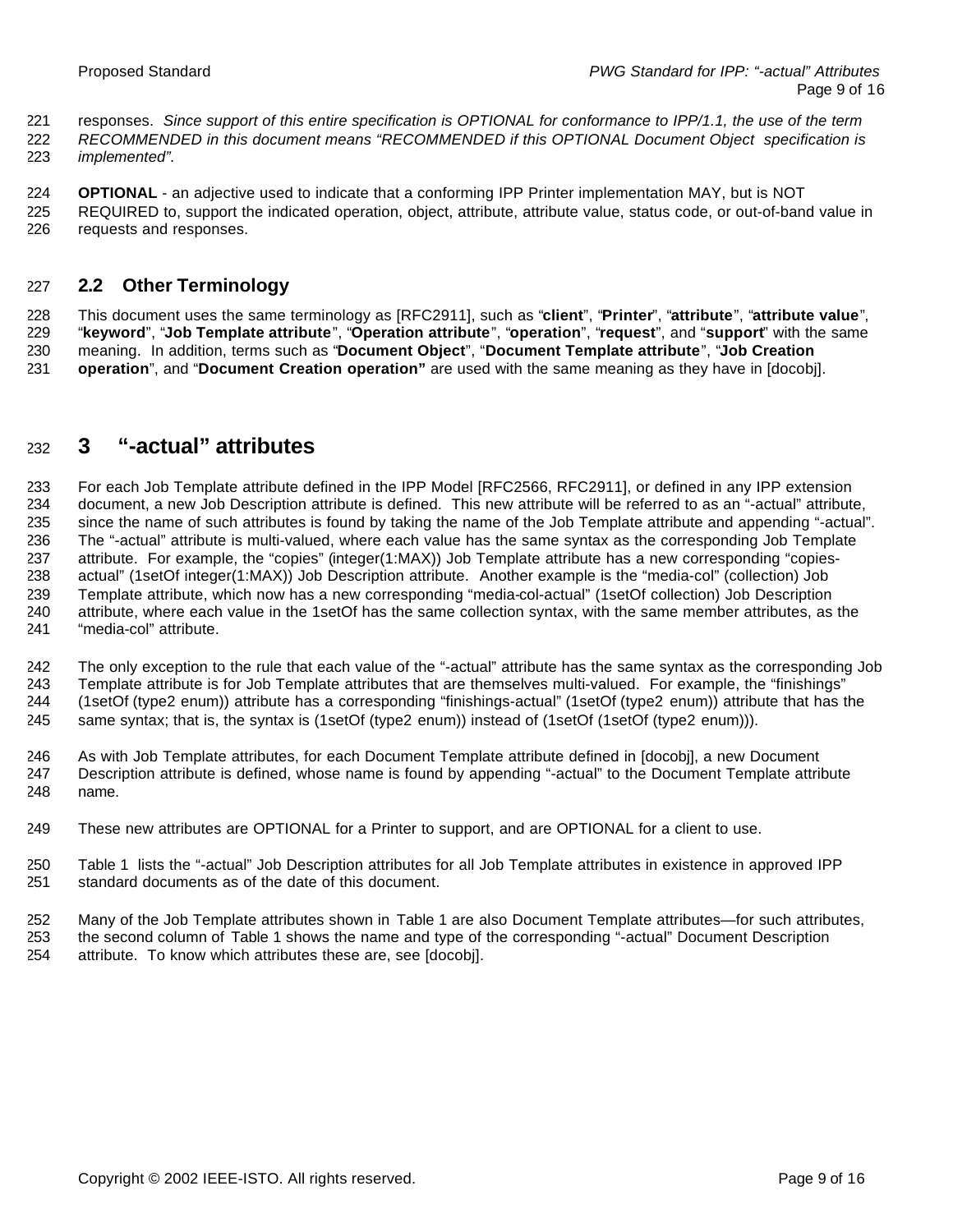responses. *Since support of this entire specification is OPTIONAL for conformance to IPP/1.1, the use of the term RECOMMENDED in this document means "RECOMMENDED if this OPTIONAL Document Object specification is implemented".*

**OPTIONAL** - an adjective used to indicate that a conforming IPP Printer implementation MAY, but is NOT REQUIRED to, support the indicated operation, object, attribute, attribute value, status code, or out-of-band value in requests and responses.

### 2.2 Other Terminology

This document uses the same terminology as [RFC2911], such as "**client**", "**Printer**", "**attribute**", "**attribute value**", "**keyword**", "**Job Template attribute**", "**Operation attribute**", "**operation**", "**request**", and "**support**" with the same meaning. In addition, terms such as "**Document Object**", "**Document Template attribute**", "**Job Creation operation**", and "**Document Creation operation"** are used with the same meaning as they have in [docobj].

## 3 "-actual" attributes

For each Job Template attribute defined in the IPP Model [RFC2566, RFC2911], or defined in any IPP extension document, a new Job Description attribute is defined. This new attribute will be referred to as an "-actual" attribute, since the name of such attributes is found by taking the name of the Job Template attribute and appending "-actual". The "-actual" attribute is multi-valued, where each value has the same syntax as the corresponding Job Template attribute. For example, the "copies" (integer(1:MAX)) Job Template attribute has a new corresponding "copies-actual" (1setOf integer(1:MAX)) Job Description attribute. Another example is the "media-col" (collection) Job Template attribute, which now has a new corresponding "media-col-actual" (1setOf collection) Job Description attribute, where each value in the 1setOf has the same collection syntax, with the same member attributes, as the "media-col" attribute.

The only exception to the rule that each value of the "-actual" attribute has the same syntax as the corresponding Job Template attribute is for Job Template attributes that are themselves multi-valued. For example, the "finishings" (1setOf (type2 enum)) attribute has a corresponding "finishings-actual" (1setOf (type2 enum)) attribute that has the same syntax; that is, the syntax is (1setOf (type2 enum)) instead of (1setOf (1setOf (type2 enum))).

As with Job Template attributes, for each Document Template attribute defined in [docobj], a new Document Description attribute is defined, whose name is found by appending "-actual" to the Document Template attribute name.

These new attributes are OPTIONAL for a Printer to support, and are OPTIONAL for a client to use.

Table 1 lists the "-actual" Job Description attributes for all Job Template attributes in existence in approved IPP standard documents as of the date of this document.

Many of the Job Template attributes shown in Table 1 are also Document Template attributes—for such attributes, the second column of Table 1 shows the name and type of the corresponding "-actual" Document Description attribute. To know which attributes these are, see [docobj].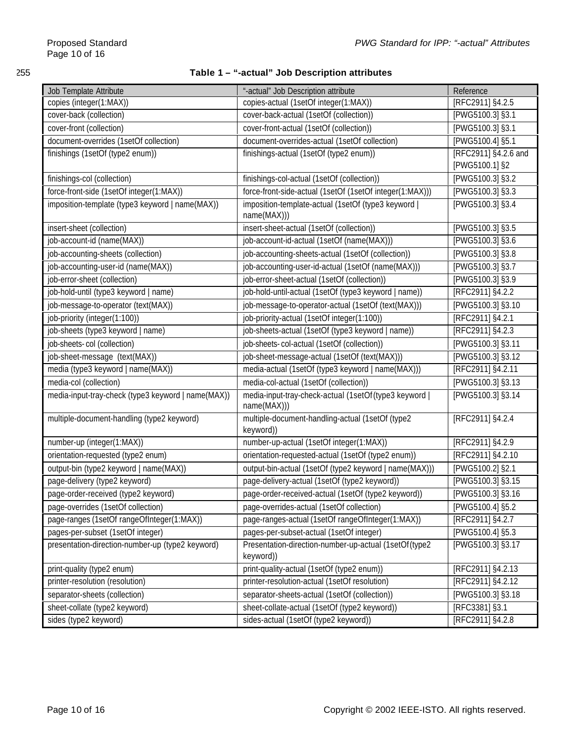**Table 1 – “-actual” Job Description attributes**

| Job Template Attribute | “-actual” Job Description attribute | Reference |
|---|---|---|
| copies (integer(1:MAX)) | copies-actual (1setOf integer(1:MAX)) | [RFC2911] §4.2.5 |
| cover-back (collection) | cover-back-actual (1setOf (collection)) | [PWG5100.3] §3.1 |
| cover-front (collection) | cover-front-actual (1setOf (collection)) | [PWG5100.3] §3.1 |
| document-overrides (1setOf collection) | document-overrides-actual (1setOf collection) | [PWG5100.4] §5.1 |
| finishings (1setOf (type2 enum)) | finishings-actual (1setOf (type2 enum)) | [RFC2911] §4.2.6 and [PWG5100.1] §2 |
| finishings-col (collection) | finishings-col-actual (1setOf (collection)) | [PWG5100.3] §3.2 |
| force-front-side (1setOf integer(1:MAX)) | force-front-side-actual (1setOf (1setOf integer(1:MAX))) | [PWG5100.3] §3.3 |
| imposition-template (type3 keyword \| name(MAX)) | imposition-template-actual (1setOf (type3 keyword \| name(MAX))) | [PWG5100.3] §3.4 |
| insert-sheet (collection) | insert-sheet-actual (1setOf (collection)) | [PWG5100.3] §3.5 |
| job-account-id (name(MAX)) | job-account-id-actual (1setOf (name(MAX))) | [PWG5100.3] §3.6 |
| job-accounting-sheets (collection) | job-accounting-sheets-actual (1setOf (collection)) | [PWG5100.3] §3.8 |
| job-accounting-user-id (name(MAX)) | job-accounting-user-id-actual (1setOf (name(MAX))) | [PWG5100.3] §3.7 |
| job-error-sheet (collection) | job-error-sheet-actual (1setOf (collection)) | [PWG5100.3] §3.9 |
| job-hold-until (type3 keyword \| name) | job-hold-until-actual (1setOf (type3 keyword \| name)) | [RFC2911] §4.2.2 |
| job-message-to-operator (text(MAX)) | job-message-to-operator-actual (1setOf (text(MAX))) | [PWG5100.3] §3.10 |
| job-priority (integer(1:100)) | job-priority-actual (1setOf integer(1:100)) | [RFC2911] §4.2.1 |
| job-sheets (type3 keyword \| name) | job-sheets-actual (1setOf (type3 keyword \| name)) | [RFC2911] §4.2.3 |
| job-sheets-col (collection) | job-sheets-col-actual (1setOf (collection)) | [PWG5100.3] §3.11 |
| job-sheet-message (text(MAX)) | job-sheet-message-actual (1setOf (text(MAX))) | [PWG5100.3] §3.12 |
| media (type3 keyword \| name(MAX)) | media-actual (1setOf (type3 keyword \| name(MAX))) | [RFC2911] §4.2.11 |
| media-col (collection) | media-col-actual (1setOf (collection)) | [PWG5100.3] §3.13 |
| media-input-tray-check (type3 keyword \| name(MAX)) | media-input-tray-check-actual (1setOf(type3 keyword \| name(MAX))) | [PWG5100.3] §3.14 |
| multiple-document-handling (type2 keyword) | multiple-document-handling-actual (1setOf (type2 keyword)) | [RFC2911] §4.2.4 |
| number-up (integer(1:MAX)) | number-up-actual (1setOf integer(1:MAX)) | [RFC2911] §4.2.9 |
| orientation-requested (type2 enum) | orientation-requested-actual (1setOf (type2 enum)) | [RFC2911] §4.2.10 |
| output-bin (type2 keyword \| name(MAX)) | output-bin-actual (1setOf (type2 keyword \| name(MAX))) | [PWG5100.2] §2.1 |
| page-delivery (type2 keyword) | page-delivery-actual (1setOf (type2 keyword)) | [PWG5100.3] §3.15 |
| page-order-received (type2 keyword) | page-order-received-actual (1setOf (type2 keyword)) | [PWG5100.3] §3.16 |
| page-overrides (1setOf collection) | page-overrides-actual (1setOf collection) | [PWG5100.4] §5.2 |
| page-ranges (1setOf rangeOfInteger(1:MAX)) | page-ranges-actual (1setOf rangeOfInteger(1:MAX)) | [RFC2911] §4.2.7 |
| pages-per-subset (1setOf integer) | pages-per-subset-actual (1setOf integer) | [PWG5100.4] §5.3 |
| presentation-direction-number-up (type2 keyword) | Presentation-direction-number-up-actual (1setOf(type2 keyword)) | [PWG5100.3] §3.17 |
| print-quality (type2 enum) | print-quality-actual (1setOf (type2 enum)) | [RFC2911] §4.2.13 |
| printer-resolution (resolution) | printer-resolution-actual (1setOf resolution) | [RFC2911] §4.2.12 |
| separator-sheets (collection) | separator-sheets-actual (1setOf (collection)) | [PWG5100.3] §3.18 |
| sheet-collate (type2 keyword) | sheet-collate-actual (1setOf (type2 keyword)) | [RFC3381] §3.1 |
| sides (type2 keyword) | sides-actual (1setOf (type2 keyword)) | [RFC2911] §4.2.8 |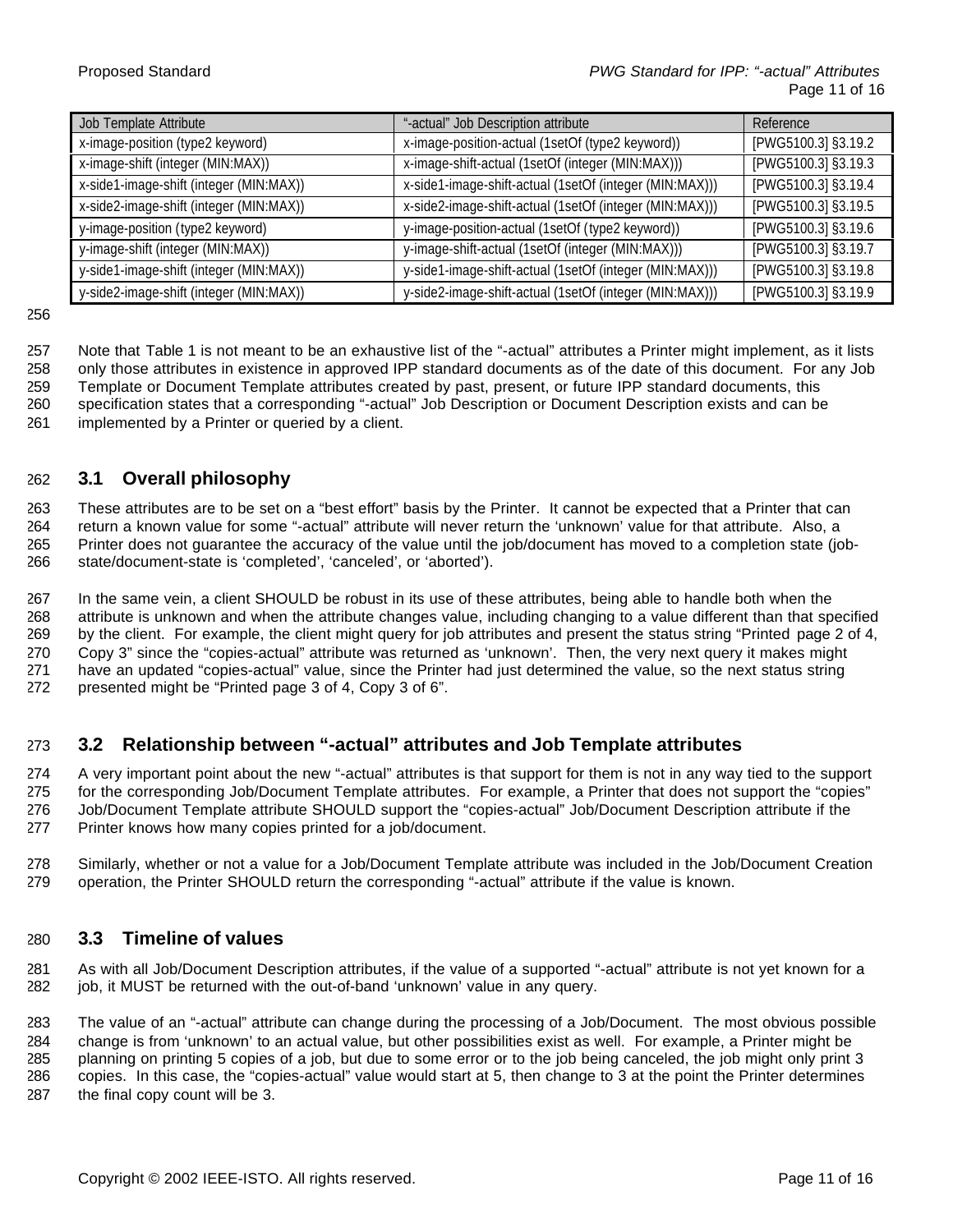| Job Template Attribute | "-actual" Job Description attribute | Reference |
|---|---|---|
| x-image-position (type2 keyword) | x-image-position-actual (1setOf (type2 keyword)) | [PWG5100.3] §3.19.2 |
| x-image-shift (integer (MIN:MAX)) | x-image-shift-actual (1setOf (integer (MIN:MAX))) | [PWG5100.3] §3.19.3 |
| x-side1-image-shift (integer (MIN:MAX)) | x-side1-image-shift-actual (1setOf (integer (MIN:MAX))) | [PWG5100.3] §3.19.4 |
| x-side2-image-shift (integer (MIN:MAX)) | x-side2-image-shift-actual (1setOf (integer (MIN:MAX))) | [PWG5100.3] §3.19.5 |
| y-image-position (type2 keyword) | y-image-position-actual (1setOf (type2 keyword)) | [PWG5100.3] §3.19.6 |
| y-image-shift (integer (MIN:MAX)) | y-image-shift-actual (1setOf (integer (MIN:MAX))) | [PWG5100.3] §3.19.7 |
| y-side1-image-shift (integer (MIN:MAX)) | y-side1-image-shift-actual (1setOf (integer (MIN:MAX))) | [PWG5100.3] §3.19.8 |
| y-side2-image-shift (integer (MIN:MAX)) | y-side2-image-shift-actual (1setOf (integer (MIN:MAX))) | [PWG5100.3] §3.19.9 |

Note that Table 1 is not meant to be an exhaustive list of the "-actual" attributes a Printer might implement, as it lists only those attributes in existence in approved IPP standard documents as of the date of this document. For any Job Template or Document Template attributes created by past, present, or future IPP standard documents, this specification states that a corresponding "-actual" Job Description or Document Description exists and can be implemented by a Printer or queried by a client.

## 3.1 Overall philosophy

These attributes are to be set on a "best effort" basis by the Printer. It cannot be expected that a Printer that can return a known value for some "-actual" attribute will never return the 'unknown' value for that attribute. Also, a Printer does not guarantee the accuracy of the value until the job/document has moved to a completion state (job-state/document-state is 'completed', 'canceled', or 'aborted').

In the same vein, a client SHOULD be robust in its use of these attributes, being able to handle both when the attribute is unknown and when the attribute changes value, including changing to a value different than that specified by the client. For example, the client might query for job attributes and present the status string "Printed page 2 of 4, Copy 3" since the "copies-actual" attribute was returned as 'unknown'. Then, the very next query it makes might have an updated "copies-actual" value, since the Printer had just determined the value, so the next status string presented might be "Printed page 3 of 4, Copy 3 of 6".

## 3.2 Relationship between "-actual" attributes and Job Template attributes

A very important point about the new "-actual" attributes is that support for them is not in any way tied to the support for the corresponding Job/Document Template attributes. For example, a Printer that does not support the "copies" Job/Document Template attribute SHOULD support the "copies-actual" Job/Document Description attribute if the Printer knows how many copies printed for a job/document.

Similarly, whether or not a value for a Job/Document Template attribute was included in the Job/Document Creation operation, the Printer SHOULD return the corresponding "-actual" attribute if the value is known.

## 3.3 Timeline of values

As with all Job/Document Description attributes, if the value of a supported "-actual" attribute is not yet known for a job, it MUST be returned with the out-of-band 'unknown' value in any query.

The value of an "-actual" attribute can change during the processing of a Job/Document. The most obvious possible change is from 'unknown' to an actual value, but other possibilities exist as well. For example, a Printer might be planning on printing 5 copies of a job, but due to some error or to the job being canceled, the job might only print 3 copies. In this case, the "copies-actual" value would start at 5, then change to 3 at the point the Printer determines the final copy count will be 3.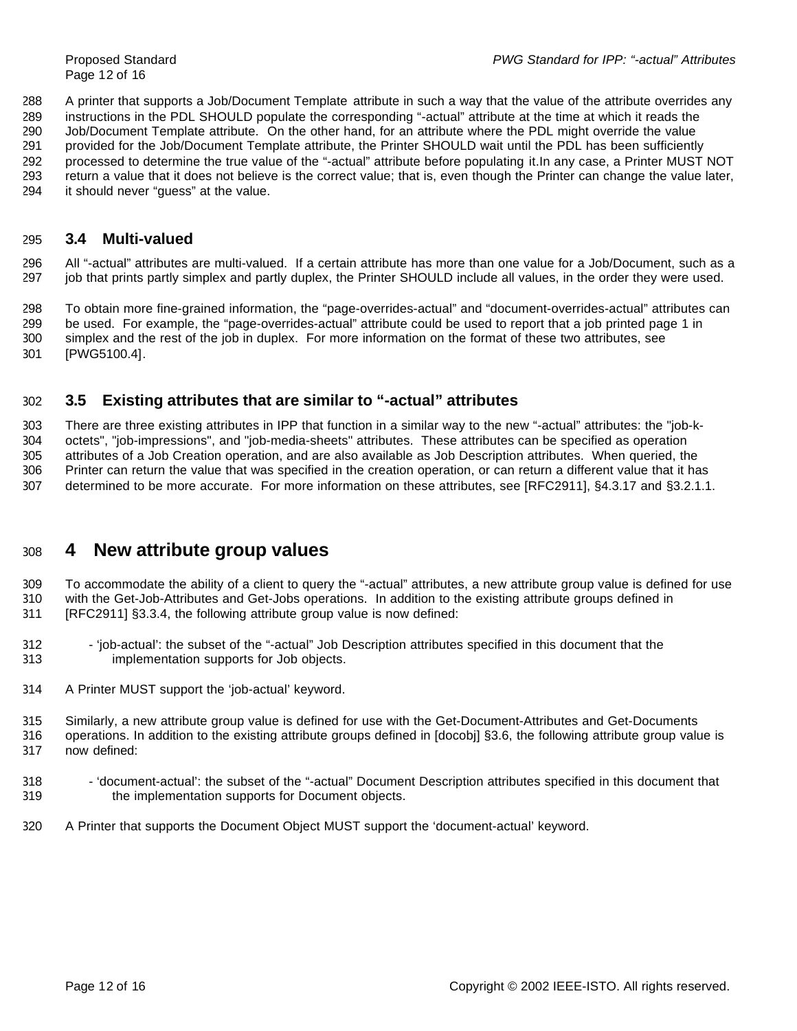A printer that supports a Job/Document Template attribute in such a way that the value of the attribute overrides any instructions in the PDL SHOULD populate the corresponding "-actual" attribute at the time at which it reads the Job/Document Template attribute. On the other hand, for an attribute where the PDL might override the value provided for the Job/Document Template attribute, the Printer SHOULD wait until the PDL has been sufficiently processed to determine the true value of the "-actual" attribute before populating it.In any case, a Printer MUST NOT return a value that it does not believe is the correct value; that is, even though the Printer can change the value later, it should never "guess" at the value.

## 3.4 Multi-valued

All "-actual" attributes are multi-valued. If a certain attribute has more than one value for a Job/Document, such as a job that prints partly simplex and partly duplex, the Printer SHOULD include all values, in the order they were used.

To obtain more fine-grained information, the "page-overrides-actual" and "document-overrides-actual" attributes can be used. For example, the "page-overrides-actual" attribute could be used to report that a job printed page 1 in simplex and the rest of the job in duplex. For more information on the format of these two attributes, see [PWG5100.4].

## 3.5 Existing attributes that are similar to "-actual" attributes

There are three existing attributes in IPP that function in a similar way to the new "-actual" attributes: the "job-k-octets", "job-impressions", and "job-media-sheets" attributes. These attributes can be specified as operation attributes of a Job Creation operation, and are also available as Job Description attributes. When queried, the Printer can return the value that was specified in the creation operation, or can return a different value that it has determined to be more accurate. For more information on these attributes, see [RFC2911], §4.3.17 and §3.2.1.1.

# 4 New attribute group values

To accommodate the ability of a client to query the "-actual" attributes, a new attribute group value is defined for use with the Get-Job-Attributes and Get-Jobs operations. In addition to the existing attribute groups defined in [RFC2911] §3.3.4, the following attribute group value is now defined:

- 'job-actual': the subset of the "-actual" Job Description attributes specified in this document that the implementation supports for Job objects.

A Printer MUST support the 'job-actual' keyword.

Similarly, a new attribute group value is defined for use with the Get-Document-Attributes and Get-Documents operations. In addition to the existing attribute groups defined in [docobj] §3.6, the following attribute group value is now defined:

- 'document-actual': the subset of the "-actual" Document Description attributes specified in this document that the implementation supports for Document objects.

A Printer that supports the Document Object MUST support the 'document-actual' keyword.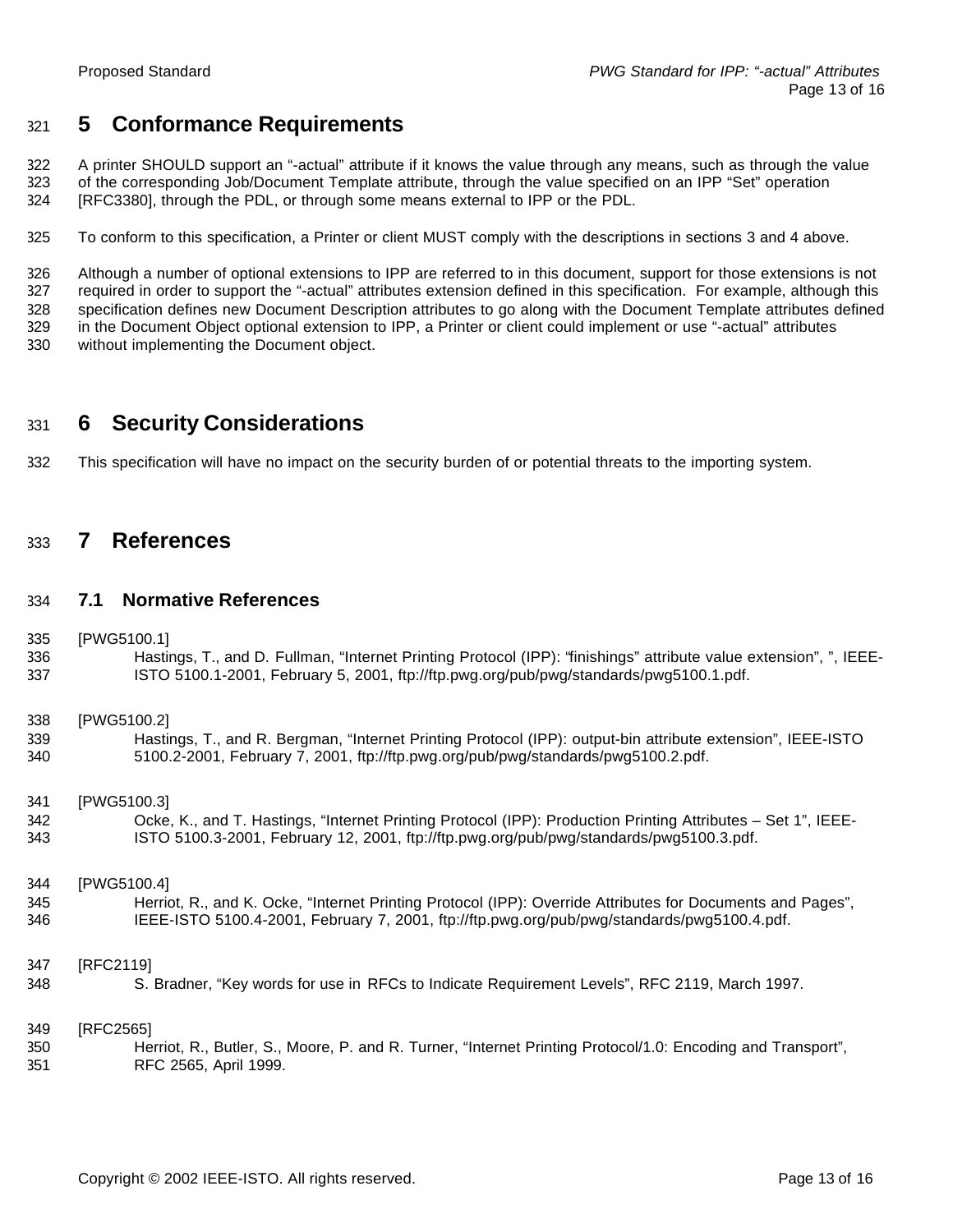# 5 Conformance Requirements

A printer SHOULD support an "-actual" attribute if it knows the value through any means, such as through the value of the corresponding Job/Document Template attribute, through the value specified on an IPP "Set" operation [RFC3380], through the PDL, or through some means external to IPP or the PDL.

To conform to this specification, a Printer or client MUST comply with the descriptions in sections 3 and 4 above.

Although a number of optional extensions to IPP are referred to in this document, support for those extensions is not required in order to support the "-actual" attributes extension defined in this specification. For example, although this specification defines new Document Description attributes to go along with the Document Template attributes defined in the Document Object optional extension to IPP, a Printer or client could implement or use "-actual" attributes without implementing the Document object.

# 6 Security Considerations

This specification will have no impact on the security burden of or potential threats to the importing system.

# 7 References

## 7.1 Normative References

[PWG5100.1]
Hastings, T., and D. Fullman, "Internet Printing Protocol (IPP): "finishings" attribute value extension", ", IEEE-ISTO 5100.1-2001, February 5, 2001, ftp://ftp.pwg.org/pub/pwg/standards/pwg5100.1.pdf.

[PWG5100.2]
Hastings, T., and R. Bergman, "Internet Printing Protocol (IPP): output-bin attribute extension", IEEE-ISTO 5100.2-2001, February 7, 2001, ftp://ftp.pwg.org/pub/pwg/standards/pwg5100.2.pdf.

[PWG5100.3]
Ocke, K., and T. Hastings, "Internet Printing Protocol (IPP): Production Printing Attributes – Set 1", IEEE-ISTO 5100.3-2001, February 12, 2001, ftp://ftp.pwg.org/pub/pwg/standards/pwg5100.3.pdf.

[PWG5100.4]
Herriot, R., and K. Ocke, "Internet Printing Protocol (IPP): Override Attributes for Documents and Pages", IEEE-ISTO 5100.4-2001, February 7, 2001, ftp://ftp.pwg.org/pub/pwg/standards/pwg5100.4.pdf.

[RFC2119]
S. Bradner, "Key words for use in RFCs to Indicate Requirement Levels", RFC 2119, March 1997.

[RFC2565]
Herriot, R., Butler, S., Moore, P. and R. Turner, "Internet Printing Protocol/1.0: Encoding and Transport", RFC 2565, April 1999.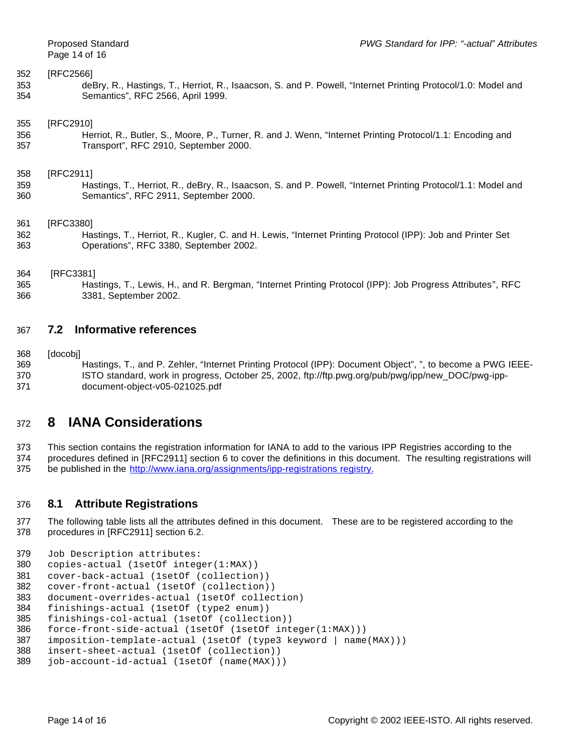[RFC2566]

deBry, R., Hastings, T., Herriot, R., Isaacson, S. and P. Powell, “Internet Printing Protocol/1.0: Model and Semantics”, RFC 2566, April 1999.

[RFC2910]

Herriot, R., Butler, S., Moore, P., Turner, R. and J. Wenn, “Internet Printing Protocol/1.1: Encoding and Transport”, RFC 2910, September 2000.

[RFC2911]

Hastings, T., Herriot, R., deBry, R., Isaacson, S. and P. Powell, “Internet Printing Protocol/1.1: Model and Semantics”, RFC 2911, September 2000.

[RFC3380]

Hastings, T., Herriot, R., Kugler, C. and H. Lewis, “Internet Printing Protocol (IPP): Job and Printer Set Operations”, RFC 3380, September 2002.

[RFC3381]

Hastings, T., Lewis, H., and R. Bergman, “Internet Printing Protocol (IPP): Job Progress Attributes”, RFC 3381, September 2002.

## 7.2 Informative references

[docobj]

Hastings, T., and P. Zehler, “Internet Printing Protocol (IPP): Document Object”, ”, to become a PWG IEEE-ISTO standard, work in progress, October 25, 2002, ftp://ftp.pwg.org/pub/pwg/ipp/new_DOC/pwg-ipp-document-object-v05-021025.pdf

# 8 IANA Considerations

This section contains the registration information for IANA to add to the various IPP Registries according to the procedures defined in [RFC2911] section 6 to cover the definitions in this document. The resulting registrations will be published in the http://www.iana.org/assignments/ipp-registrations registry.

## 8.1 Attribute Registrations

The following table lists all the attributes defined in this document. These are to be registered according to the procedures in [RFC2911] section 6.2.

```
Job Description attributes:
copies-actual (1setOf integer(1:MAX))
cover-back-actual (1setOf (collection))
cover-front-actual (1setOf (collection))
document-overrides-actual (1setOf collection)
finishings-actual (1setOf (type2 enum))
finishings-col-actual (1setOf (collection))
force-front-side-actual (1setOf (1setOf integer(1:MAX)))
imposition-template-actual (1setOf (type3 keyword | name(MAX)))
insert-sheet-actual (1setOf (collection))
job-account-id-actual (1setOf (name(MAX)))
```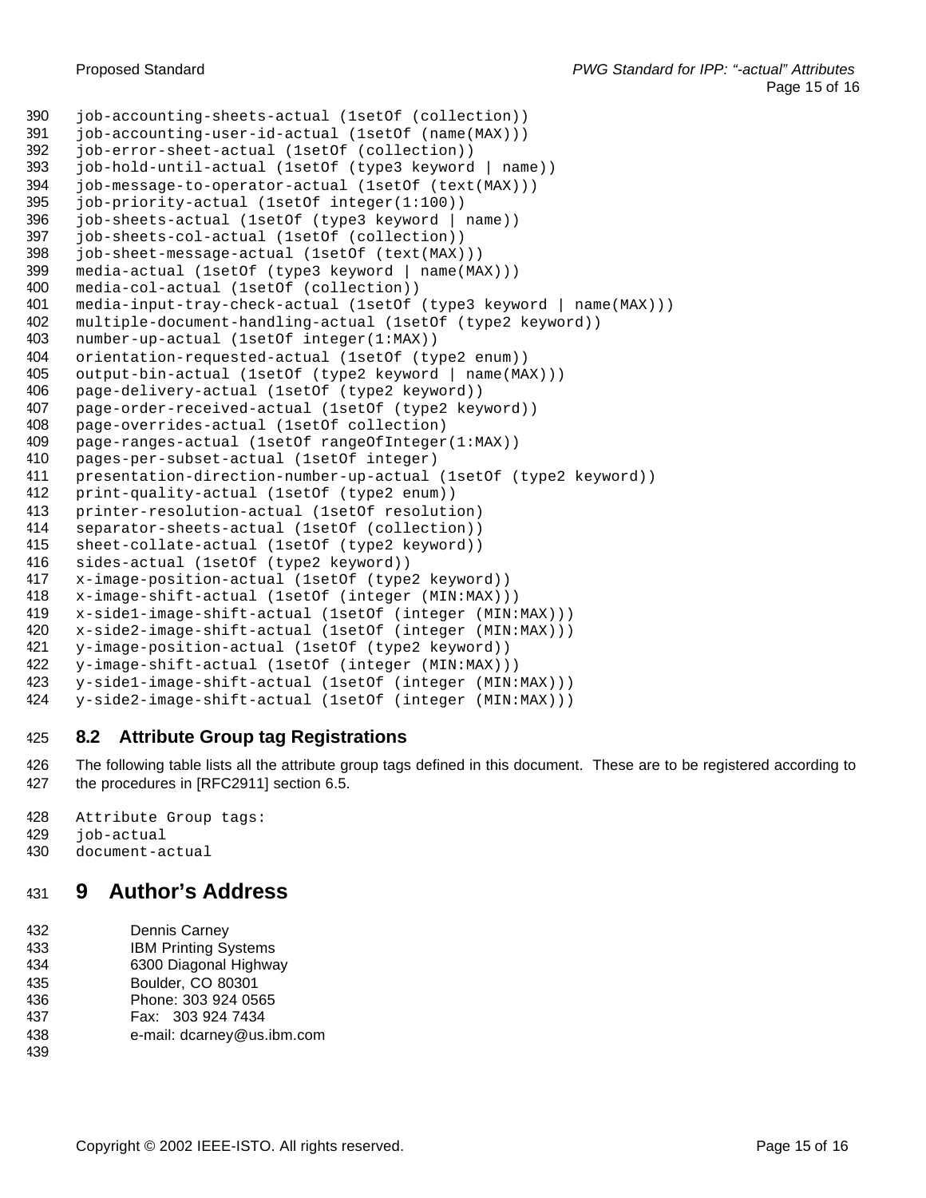```
job-accounting-sheets-actual (1setOf (collection))
job-accounting-user-id-actual (1setOf (name(MAX)))
job-error-sheet-actual (1setOf (collection))
job-hold-until-actual (1setOf (type3 keyword | name))
job-message-to-operator-actual (1setOf (text(MAX)))
job-priority-actual (1setOf integer(1:100))
job-sheets-actual (1setOf (type3 keyword | name))
job-sheets-col-actual (1setOf (collection))
job-sheet-message-actual (1setOf (text(MAX)))
media-actual (1setOf (type3 keyword | name(MAX)))
media-col-actual (1setOf (collection))
media-input-tray-check-actual (1setOf (type3 keyword | name(MAX)))
multiple-document-handling-actual (1setOf (type2 keyword))
number-up-actual (1setOf integer(1:MAX))
orientation-requested-actual (1setOf (type2 enum))
output-bin-actual (1setOf (type2 keyword | name(MAX)))
page-delivery-actual (1setOf (type2 keyword))
page-order-received-actual (1setOf (type2 keyword))
page-overrides-actual (1setOf collection)
page-ranges-actual (1setOf rangeOfInteger(1:MAX))
pages-per-subset-actual (1setOf integer)
presentation-direction-number-up-actual (1setOf (type2 keyword))
print-quality-actual (1setOf (type2 enum))
printer-resolution-actual (1setOf resolution)
separator-sheets-actual (1setOf (collection))
sheet-collate-actual (1setOf (type2 keyword))
sides-actual (1setOf (type2 keyword))
x-image-position-actual (1setOf (type2 keyword))
x-image-shift-actual (1setOf (integer (MIN:MAX)))
x-side1-image-shift-actual (1setOf (integer (MIN:MAX)))
x-side2-image-shift-actual (1setOf (integer (MIN:MAX)))
y-image-position-actual (1setOf (type2 keyword))
y-image-shift-actual (1setOf (integer (MIN:MAX)))
y-side1-image-shift-actual (1setOf (integer (MIN:MAX)))
y-side2-image-shift-actual (1setOf (integer (MIN:MAX)))
```

### 8.2 Attribute Group tag Registrations

The following table lists all the attribute group tags defined in this document. These are to be registered according to the procedures in [RFC2911] section 6.5.

```
Attribute Group tags:
job-actual
document-actual
```

# 9 Author's Address

Dennis Carney
IBM Printing Systems
6300 Diagonal Highway
Boulder, CO 80301
Phone: 303 924 0565
Fax: 303 924 7434
e-mail: dcarney@us.ibm.com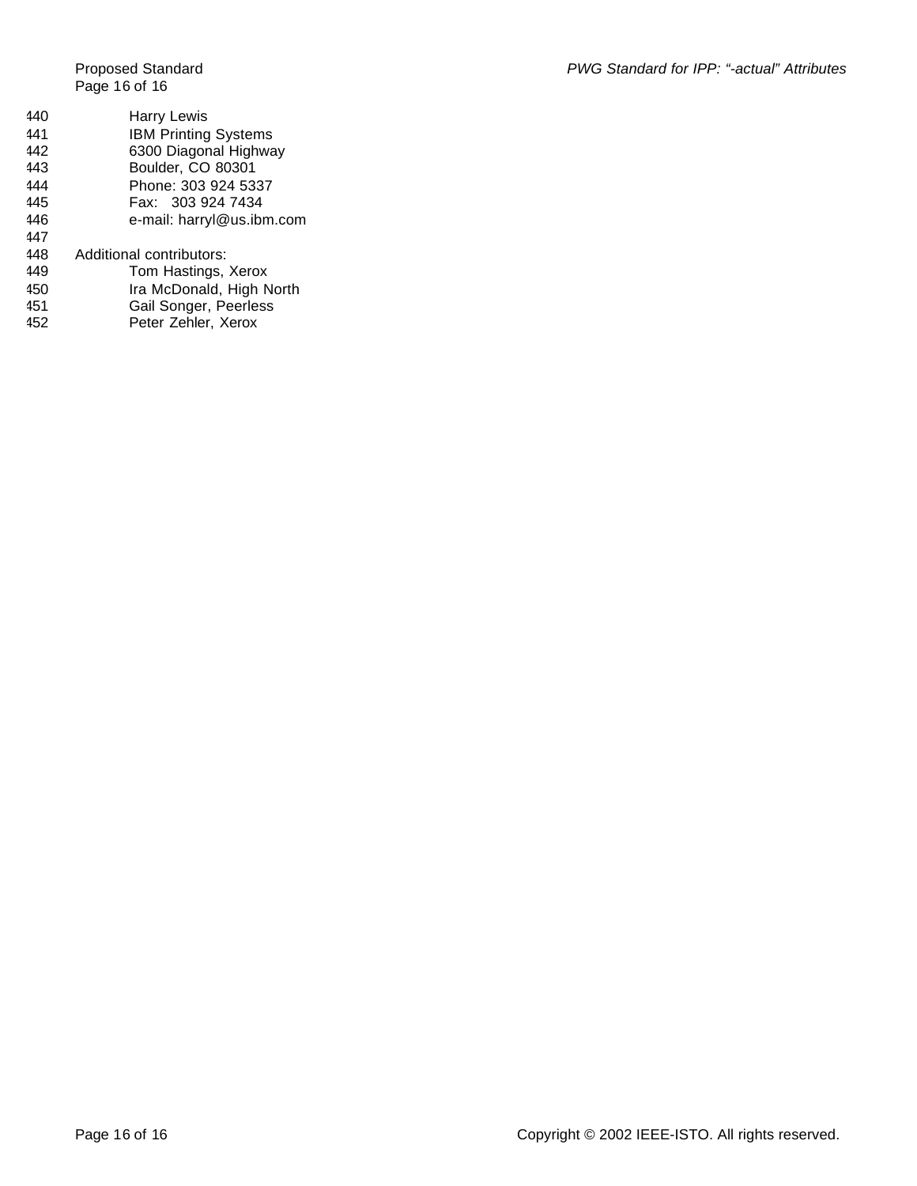Harry Lewis
IBM Printing Systems
6300 Diagonal Highway
Boulder, CO 80301
Phone: 303 924 5337
Fax: 303 924 7434
e-mail: harryl@us.ibm.com

Additional contributors:

Tom Hastings, Xerox
Ira McDonald, High North
Gail Songer, Peerless
Peter Zehler, Xerox